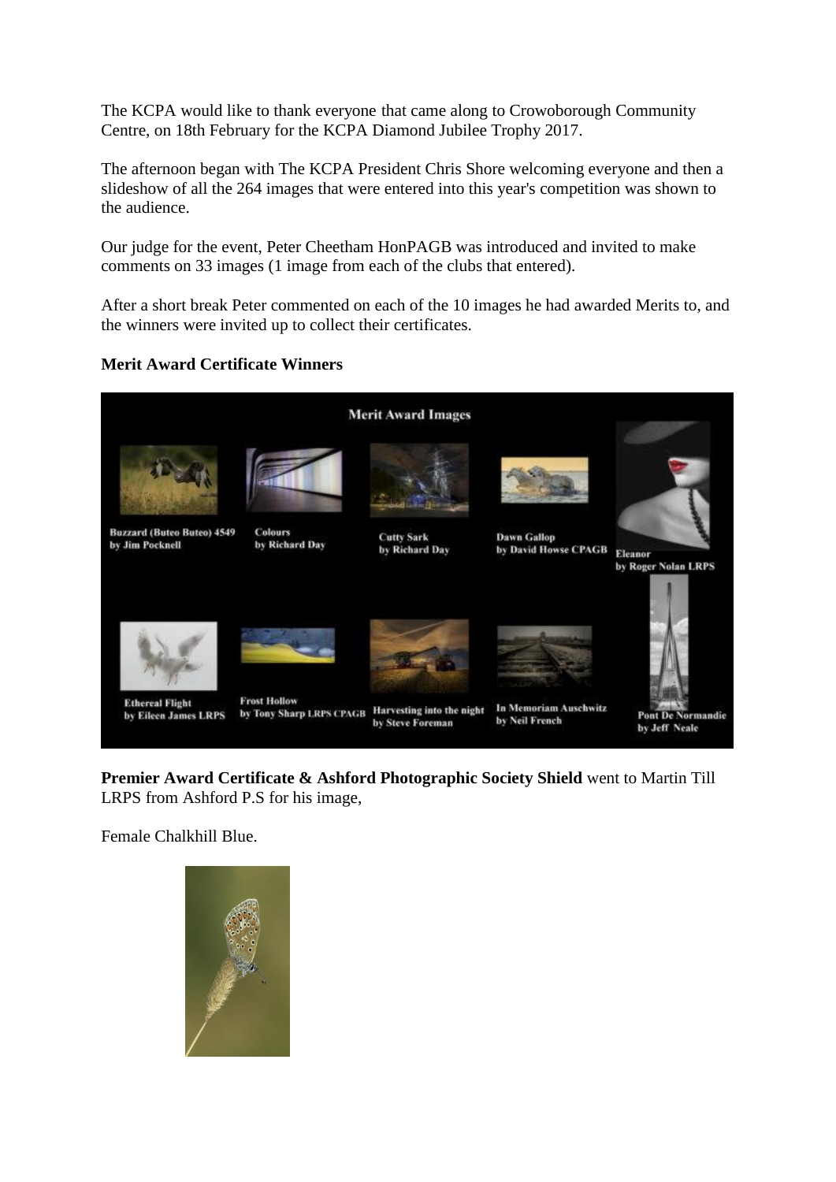The KCPA would like to thank everyone that came along to Crowoborough Community Centre, on 18th February for the KCPA Diamond Jubilee Trophy 2017.

The afternoon began with The KCPA President Chris Shore welcoming everyone and then a slideshow of all the 264 images that were entered into this year's competition was shown to the audience.

Our judge for the event, Peter Cheetham HonPAGB was introduced and invited to make comments on 33 images (1 image from each of the clubs that entered).

After a short break Peter commented on each of the 10 images he had awarded Merits to, and the winners were invited up to collect their certificates.

**Merit Award Certificate Winners**

**Merit Award Images**

Buzzard (Buteo Buteo) 4549 by Jim Pocknell

Colours by Richard Day

Cutty Sark by Richard Day

Dawn Gallop by David Howse CPAGB

Eleanor by Roger Nolan LRPS

Ethereal Flight by Eileen James LRPS

Frost Hollow by Tony Sharp LRPS CPAGB

Harvesting into the night by Steve Foreman

In Memoriam Auschwitz by Neil French

Pont De Normandie by Jeff Neale

**Premier Award Certificate & Ashford Photographic Society Shield** went to Martin Till LRPS from Ashford P.S for his image,

Female Chalkhill Blue.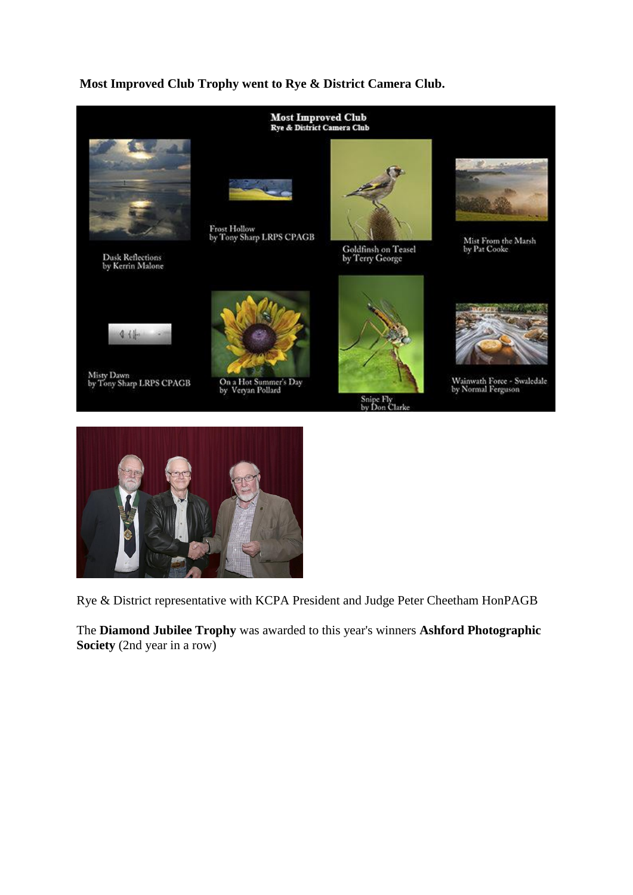**Most Improved Club Trophy went to Rye & District Camera Club.**

Rye & District representative with KCPA President and Judge Peter Cheetham HonPAGB

The **Diamond Jubilee Trophy** was awarded to this year's winners **Ashford Photographic Society** (2nd year in a row)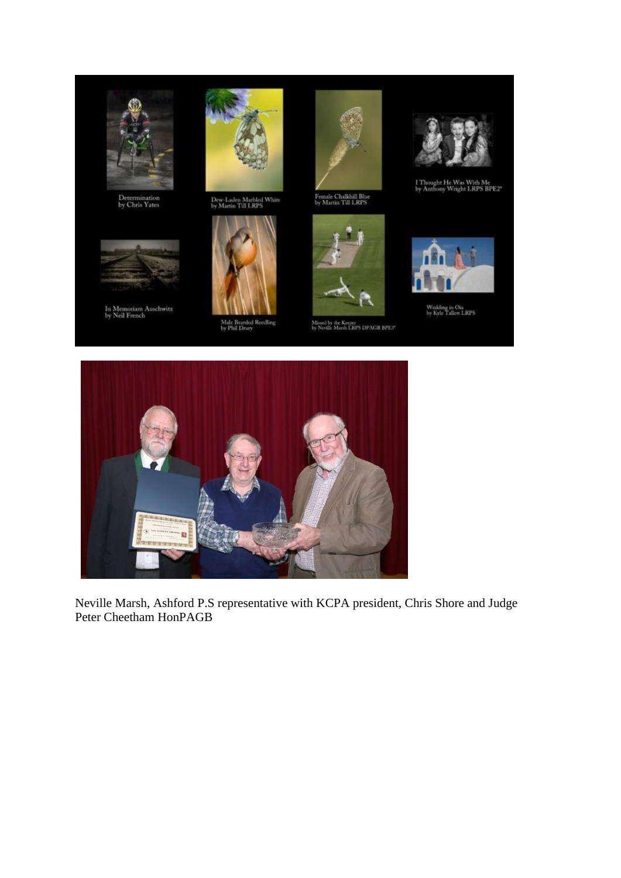Determination
by Chris Yates

Dew-Laden Marbled White
by Martin Till LRPS

Female Chalkhill Blue
by Martin Till LRPS

I Thought He Was With Me
by Anthony Wright LRPS BPE2*

In Memoriam Auschwitz
by Neil French

Male Bearded Reedling
by Phil Drury

Missed by the Keeper
by Neville Marsh LRPS DPAGB BPE3*

Wedding in Oia
by Kyle Tallett LRPS

Neville Marsh, Ashford P.S representative with KCPA president, Chris Shore and Judge Peter Cheetham HonPAGB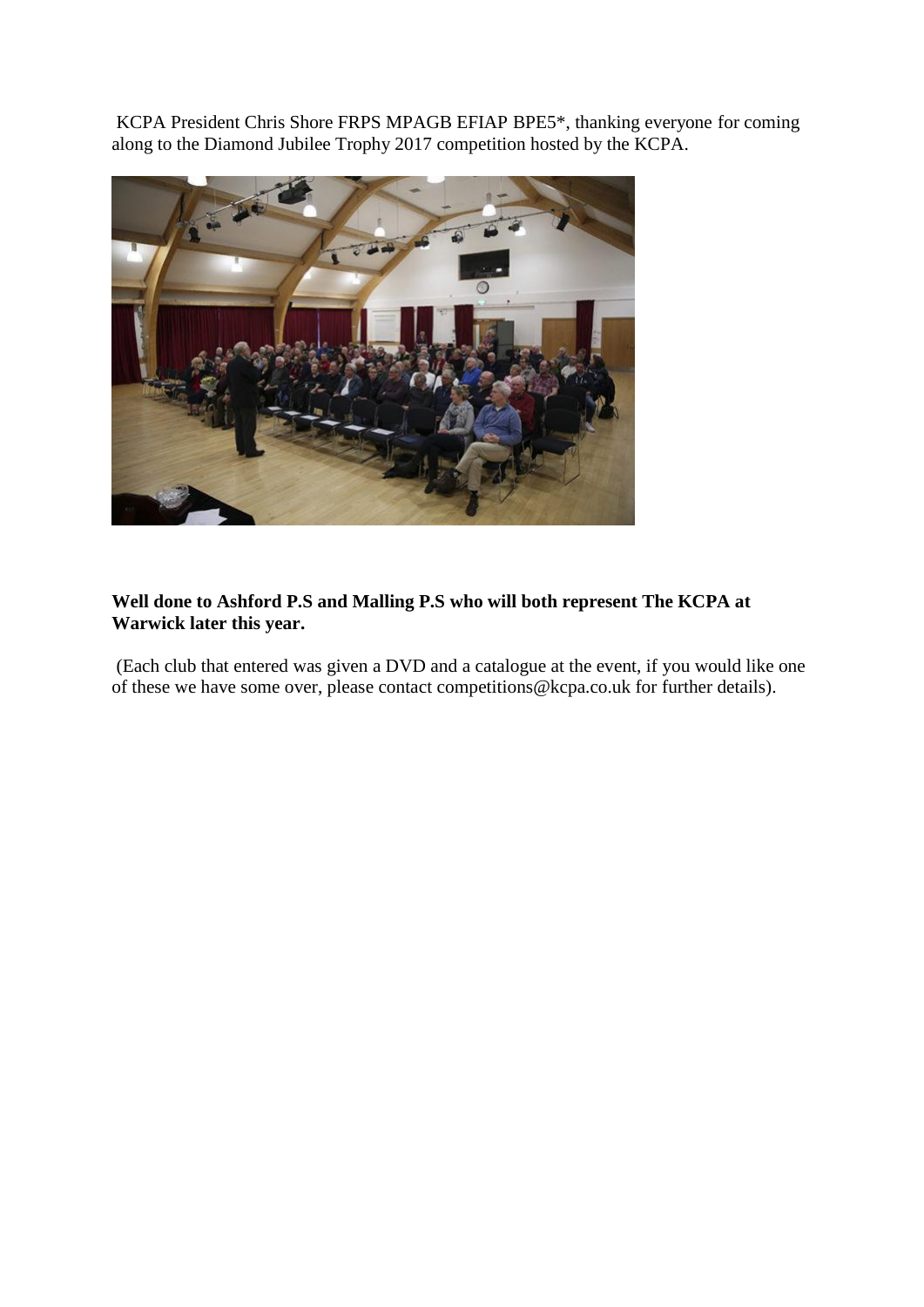KCPA President Chris Shore FRPS MPAGB EFIAP BPE5*, thanking everyone for coming along to the Diamond Jubilee Trophy 2017 competition hosted by the KCPA.

**Well done to Ashford P.S and Malling P.S who will both represent The KCPA at Warwick later this year.**

(Each club that entered was given a DVD and a catalogue at the event, if you would like one of these we have some over, please contact competitions@kcpa.co.uk for further details).